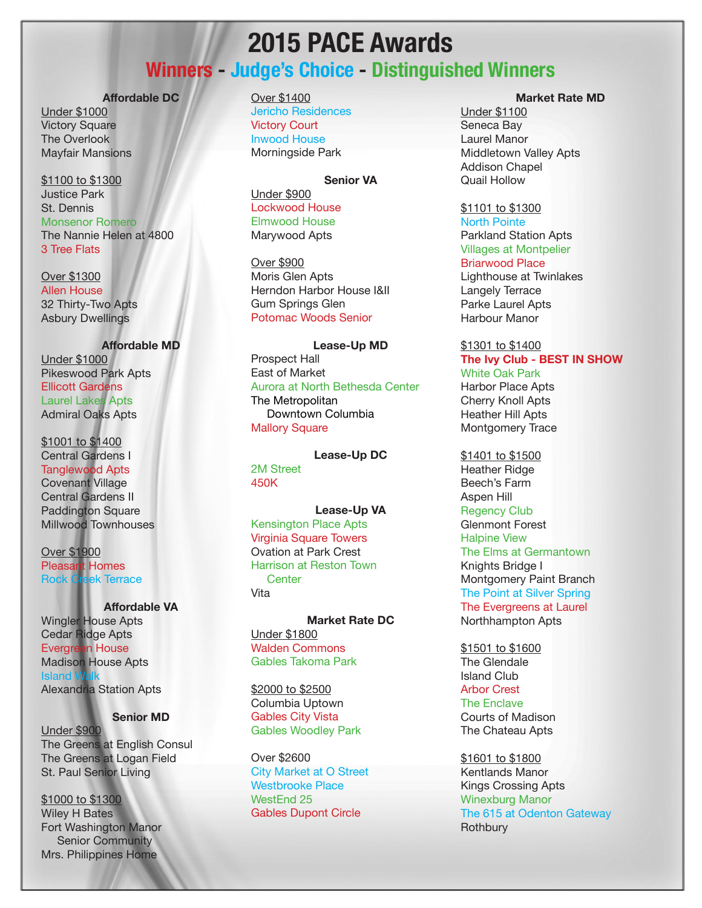# 2015 PACE Awards

## Winners - Judge's Choice - Distinguished Winners

### Affordable DC

Under $1000
- Victory Square
- The Overlook
- Mayfair Mansions

$1100 to $1300
- Justice Park
- St. Dennis
- Monsenor Romero
- The Nannie Helen at 4800
- 3 Tree Flats

Over $1300
- Allen House
- 32 Thirty-Two Apts
- Asbury Dwellings

### Affordable MD

Under $1000
- Pikeswood Park Apts
- Ellicott Gardens
- Laurel Lakes Apts
- Admiral Oaks Apts

$1001 to $1400
- Central Gardens I
- Tanglewood Apts
- Covenant Village
- Central Gardens II
- Paddington Square
- Millwood Townhouses

Over $1900
- Pleasant Homes
- Rock Creek Terrace

### Affordable VA

- Wingler House Apts
- Cedar Ridge Apts
- Evergreen House
- Madison House Apts
- Island Walk
- Alexandria Station Apts

### Senior MD

Under $900
- The Greens at English Consul
- The Greens at Logan Field
- St. Paul Senior Living

$1000 to $1300
- Wiley H Bates
- Fort Washington Manor Senior Community
- Mrs. Philippines Home

Over $1400
- Jericho Residences
- Victory Court
- Inwood House
- Morningside Park

### Senior VA

Under $900
- Lockwood House
- Elmwood House
- Marywood Apts

Over $900
- Moris Glen Apts
- Herndon Harbor House I&II
- Gum Springs Glen
- Potomac Woods Senior

### Lease-Up MD

- Prospect Hall
- East of Market
- Aurora at North Bethesda Center
- The Metropolitan Downtown Columbia
- Mallory Square

### Lease-Up DC

- 2M Street
- 450K

### Lease-Up VA

- Kensington Place Apts
- Virginia Square Towers
- Ovation at Park Crest
- Harrison at Reston Town Center
- Vita

### Market Rate DC

Under $1800
- Walden Commons
- Gables Takoma Park

$2000 to $2500
- Columbia Uptown
- Gables City Vista
- Gables Woodley Park

Over $2600
- City Market at O Street
- Westbrooke Place
- WestEnd 25
- Gables Dupont Circle

### Market Rate MD

Under $1100
- Seneca Bay
- Laurel Manor
- Middletown Valley Apts
- Addison Chapel
- Quail Hollow

$1101 to $1300
- North Pointe
- Parkland Station Apts
- Villages at Montpelier
- Briarwood Place
- Lighthouse at Twinlakes
- Langely Terrace
- Parke Laurel Apts
- Harbour Manor

$1301 to $1400
- **The Ivy Club - BEST IN SHOW**
- White Oak Park
- Harbor Place Apts
- Cherry Knoll Apts
- Heather Hill Apts
- Montgomery Trace

$1401 to $1500
- Heather Ridge
- Beech's Farm
- Aspen Hill
- Regency Club
- Glenmont Forest
- Halpine View
- The Elms at Germantown
- Knights Bridge I
- Montgomery Paint Branch
- The Point at Silver Spring
- The Evergreens at Laurel
- Northhampton Apts

$1501 to $1600
- The Glendale
- Island Club
- Arbor Crest
- The Enclave
- Courts of Madison
- The Chateau Apts

$1601 to $1800
- Kentlands Manor
- Kings Crossing Apts
- Winexburg Manor
- The 615 at Odenton Gateway
- Rothbury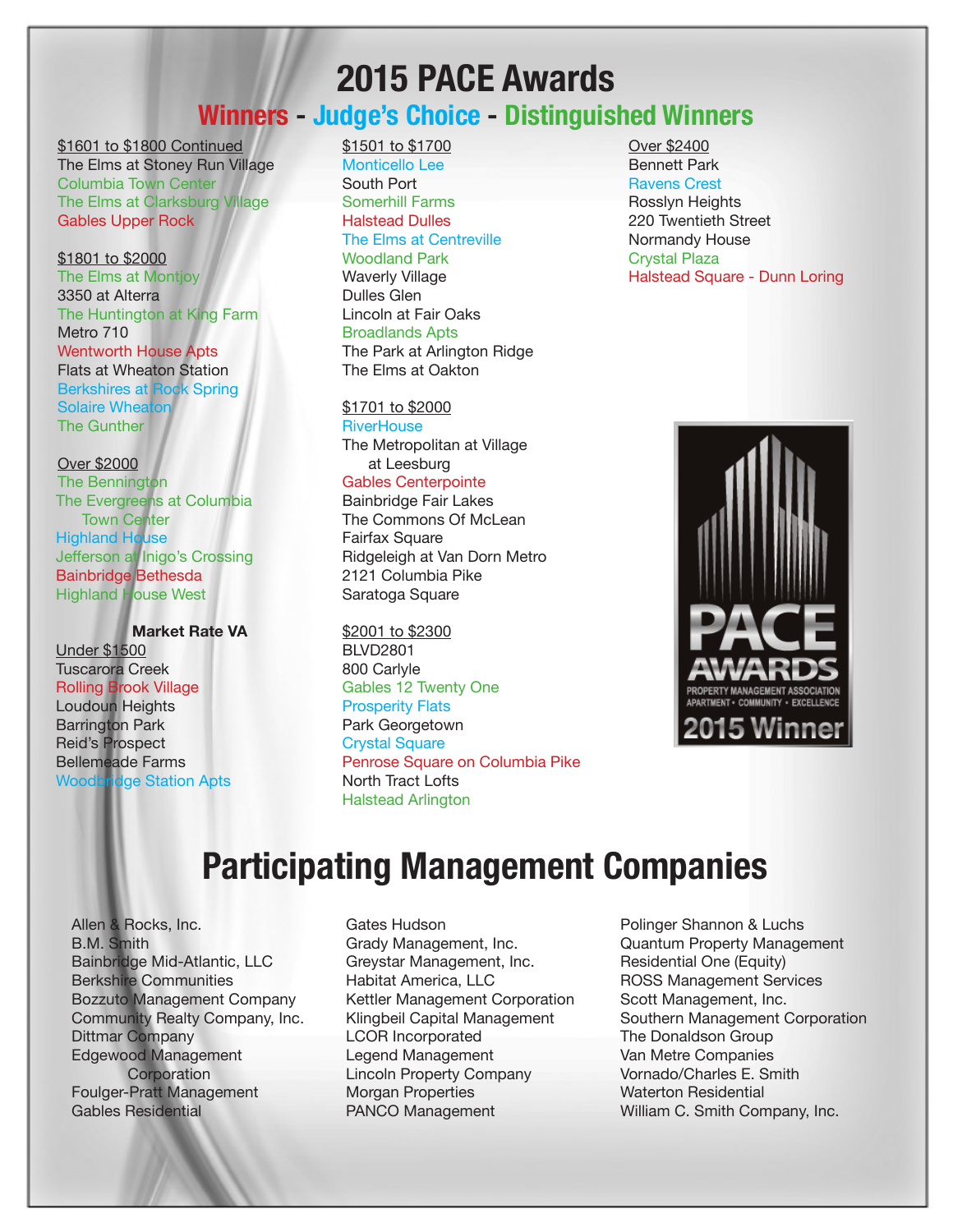# 2015 PACE Awards

## Winners - Judge's Choice - Distinguished Winners

$1601 to $1800 Continued
The Elms at Stoney Run Village
Columbia Town Center
The Elms at Clarksburg Village
Gables Upper Rock

$1801 to $2000
The Elms at Montjoy
3350 at Alterra
The Huntington at King Farm
Metro 710
Wentworth House Apts
Flats at Wheaton Station
Berkshires at Rock Spring
Solaire Wheaton
The Gunther

Over $2000
The Bennington
The Evergreens at Columbia Town Center
Highland House
Jefferson at Inigo's Crossing
Bainbridge Bethesda
Highland House West

**Market Rate VA**

Under $1500
Tuscarora Creek
Rolling Brook Village
Loudoun Heights
Barrington Park
Reid's Prospect
Bellemeade Farms
Woodbridge Station Apts

$1501 to $1700
Monticello Lee
South Port
Somerhill Farms
Halstead Dulles
The Elms at Centreville
Woodland Park
Waverly Village
Dulles Glen
Lincoln at Fair Oaks
Broadlands Apts
The Park at Arlington Ridge
The Elms at Oakton

$1701 to $2000
RiverHouse
The Metropolitan at Village at Leesburg
Gables Centerpointe
Bainbridge Fair Lakes
The Commons Of McLean
Fairfax Square
Ridgeleigh at Van Dorn Metro
2121 Columbia Pike
Saratoga Square

$2001 to $2300
BLVD2801
800 Carlyle
Gables 12 Twenty One
Prosperity Flats
Park Georgetown
Crystal Square
Penrose Square on Columbia Pike
North Tract Lofts
Halstead Arlington

Over $2400
Bennett Park
Ravens Crest
Rosslyn Heights
220 Twentieth Street
Normandy House
Crystal Plaza
Halstead Square - Dunn Loring

PACE AWARDS
PROPERTY MANAGEMENT ASSOCIATION
APARTMENT • COMMUNITY • EXCELLENCE
2015 Winner

# Participating Management Companies

Allen & Rocks, Inc.
B.M. Smith
Bainbridge Mid-Atlantic, LLC
Berkshire Communities
Bozzuto Management Company
Community Realty Company, Inc.
Dittmar Company
Edgewood Management Corporation
Foulger-Pratt Management
Gables Residential
Gates Hudson
Grady Management, Inc.
Greystar Management, Inc.
Habitat America, LLC
Kettler Management Corporation
Klingbeil Capital Management
LCOR Incorporated
Legend Management
Lincoln Property Company
Morgan Properties
PANCO Management
Polinger Shannon & Luchs
Quantum Property Management
Residential One (Equity)
ROSS Management Services
Scott Management, Inc.
Southern Management Corporation
The Donaldson Group
Van Metre Companies
Vornado/Charles E. Smith
Waterton Residential
William C. Smith Company, Inc.